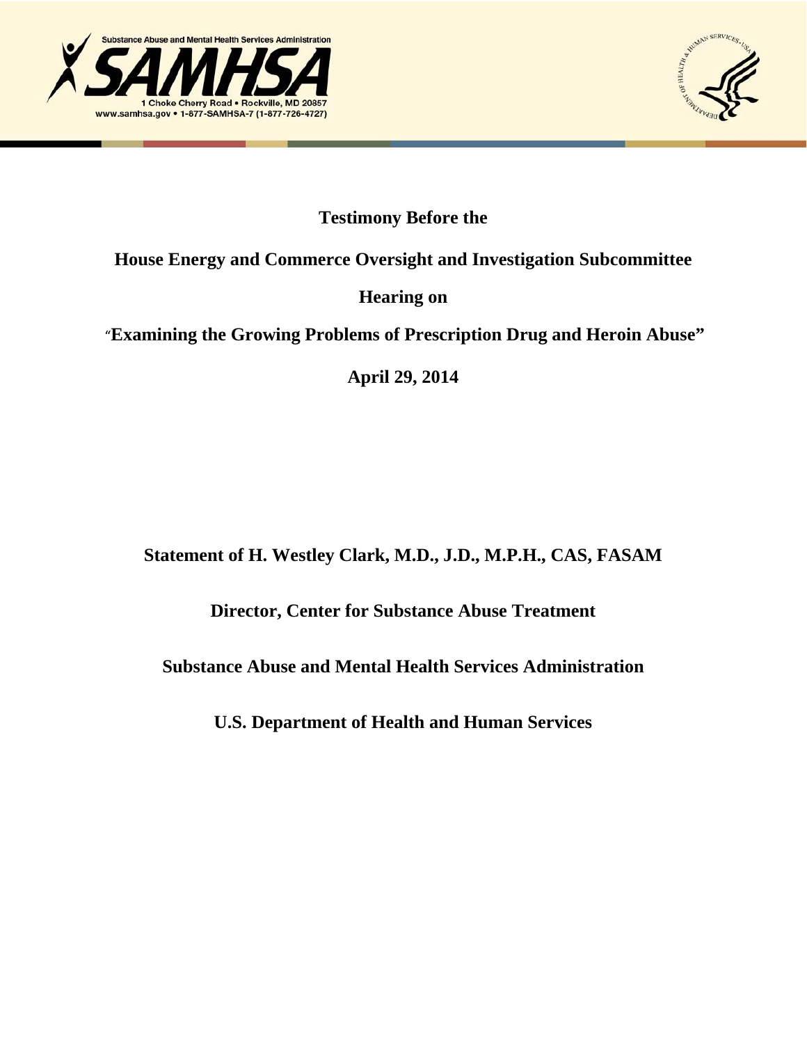Substance Abuse and Mental Health Services Administration

SAMHSA

1 Choke Cherry Road • Rockville, MD 20857
www.samhsa.gov • 1-877-SAMHSA-7 (1-877-726-4727)

**Testimony Before the**

**House Energy and Commerce Oversight and Investigation Subcommittee**

**Hearing on**

**"Examining the Growing Problems of Prescription Drug and Heroin Abuse"**

**April 29, 2014**

**Statement of H. Westley Clark, M.D., J.D., M.P.H., CAS, FASAM**

**Director, Center for Substance Abuse Treatment**

**Substance Abuse and Mental Health Services Administration**

**U.S. Department of Health and Human Services**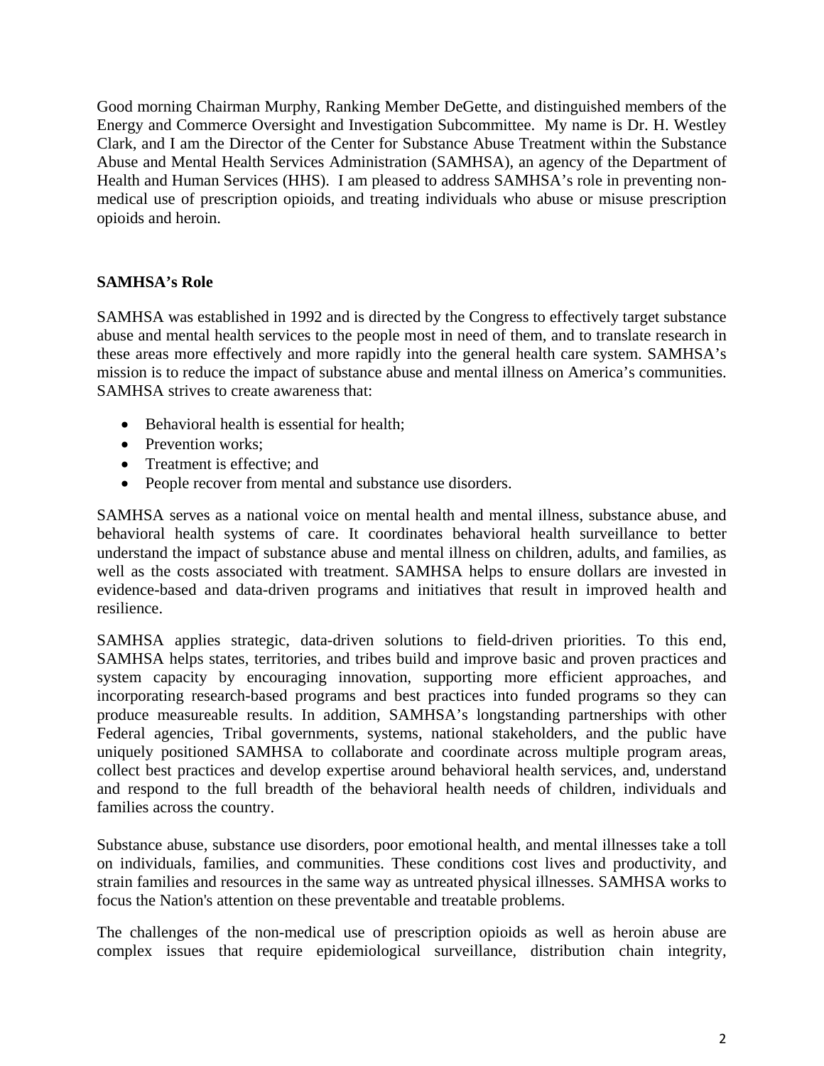Good morning Chairman Murphy, Ranking Member DeGette, and distinguished members of the Energy and Commerce Oversight and Investigation Subcommittee. My name is Dr. H. Westley Clark, and I am the Director of the Center for Substance Abuse Treatment within the Substance Abuse and Mental Health Services Administration (SAMHSA), an agency of the Department of Health and Human Services (HHS). I am pleased to address SAMHSA's role in preventing non-medical use of prescription opioids, and treating individuals who abuse or misuse prescription opioids and heroin.

## SAMHSA's Role

SAMHSA was established in 1992 and is directed by the Congress to effectively target substance abuse and mental health services to the people most in need of them, and to translate research in these areas more effectively and more rapidly into the general health care system. SAMHSA's mission is to reduce the impact of substance abuse and mental illness on America's communities. SAMHSA strives to create awareness that:

- Behavioral health is essential for health;
- Prevention works;
- Treatment is effective; and
- People recover from mental and substance use disorders.

SAMHSA serves as a national voice on mental health and mental illness, substance abuse, and behavioral health systems of care. It coordinates behavioral health surveillance to better understand the impact of substance abuse and mental illness on children, adults, and families, as well as the costs associated with treatment. SAMHSA helps to ensure dollars are invested in evidence-based and data-driven programs and initiatives that result in improved health and resilience.

SAMHSA applies strategic, data-driven solutions to field-driven priorities. To this end, SAMHSA helps states, territories, and tribes build and improve basic and proven practices and system capacity by encouraging innovation, supporting more efficient approaches, and incorporating research-based programs and best practices into funded programs so they can produce measureable results. In addition, SAMHSA's longstanding partnerships with other Federal agencies, Tribal governments, systems, national stakeholders, and the public have uniquely positioned SAMHSA to collaborate and coordinate across multiple program areas, collect best practices and develop expertise around behavioral health services, and, understand and respond to the full breadth of the behavioral health needs of children, individuals and families across the country.

Substance abuse, substance use disorders, poor emotional health, and mental illnesses take a toll on individuals, families, and communities. These conditions cost lives and productivity, and strain families and resources in the same way as untreated physical illnesses. SAMHSA works to focus the Nation's attention on these preventable and treatable problems.

The challenges of the non-medical use of prescription opioids as well as heroin abuse are complex issues that require epidemiological surveillance, distribution chain integrity,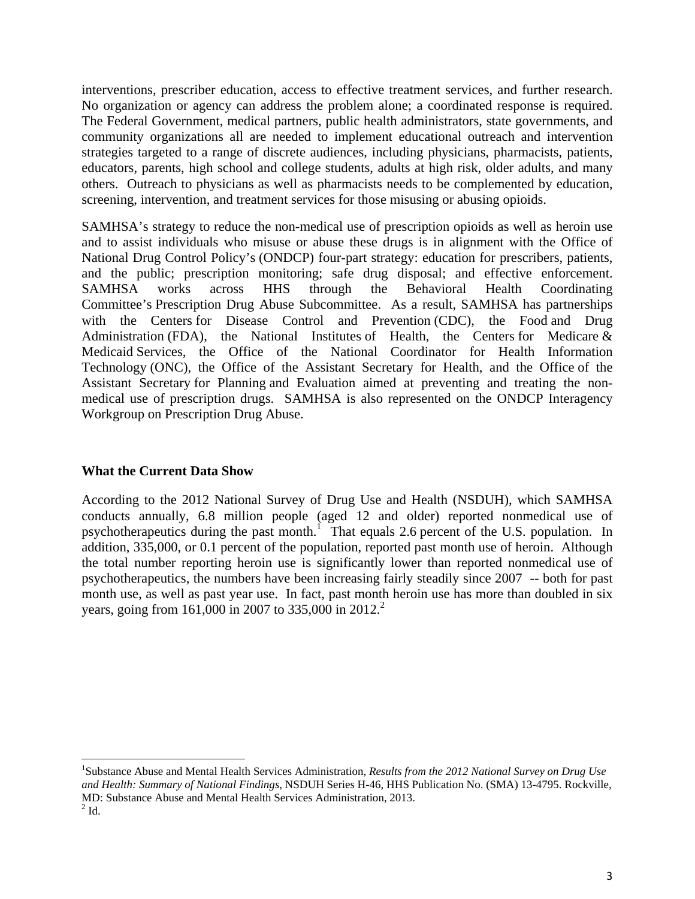interventions, prescriber education, access to effective treatment services, and further research. No organization or agency can address the problem alone; a coordinated response is required. The Federal Government, medical partners, public health administrators, state governments, and community organizations all are needed to implement educational outreach and intervention strategies targeted to a range of discrete audiences, including physicians, pharmacists, patients, educators, parents, high school and college students, adults at high risk, older adults, and many others. Outreach to physicians as well as pharmacists needs to be complemented by education, screening, intervention, and treatment services for those misusing or abusing opioids.

SAMHSA's strategy to reduce the non-medical use of prescription opioids as well as heroin use and to assist individuals who misuse or abuse these drugs is in alignment with the Office of National Drug Control Policy's (ONDCP) four-part strategy: education for prescribers, patients, and the public; prescription monitoring; safe drug disposal; and effective enforcement. SAMHSA works across HHS through the Behavioral Health Coordinating Committee's Prescription Drug Abuse Subcommittee. As a result, SAMHSA has partnerships with the Centers for Disease Control and Prevention (CDC), the Food and Drug Administration (FDA), the National Institutes of Health, the Centers for Medicare & Medicaid Services, the Office of the National Coordinator for Health Information Technology (ONC), the Office of the Assistant Secretary for Health, and the Office of the Assistant Secretary for Planning and Evaluation aimed at preventing and treating the non-medical use of prescription drugs. SAMHSA is also represented on the ONDCP Interagency Workgroup on Prescription Drug Abuse.

**What the Current Data Show**

According to the 2012 National Survey of Drug Use and Health (NSDUH), which SAMHSA conducts annually, 6.8 million people (aged 12 and older) reported nonmedical use of psychotherapeutics during the past month.[1] That equals 2.6 percent of the U.S. population. In addition, 335,000, or 0.1 percent of the population, reported past month use of heroin. Although the total number reporting heroin use is significantly lower than reported nonmedical use of psychotherapeutics, the numbers have been increasing fairly steadily since 2007 -- both for past month use, as well as past year use. In fact, past month heroin use has more than doubled in six years, going from 161,000 in 2007 to 335,000 in 2012.[2]

---

[1] Substance Abuse and Mental Health Services Administration, *Results from the 2012 National Survey on Drug Use and Health: Summary of National Findings*, NSDUH Series H-46, HHS Publication No. (SMA) 13-4795. Rockville, MD: Substance Abuse and Mental Health Services Administration, 2013.

[2] Id.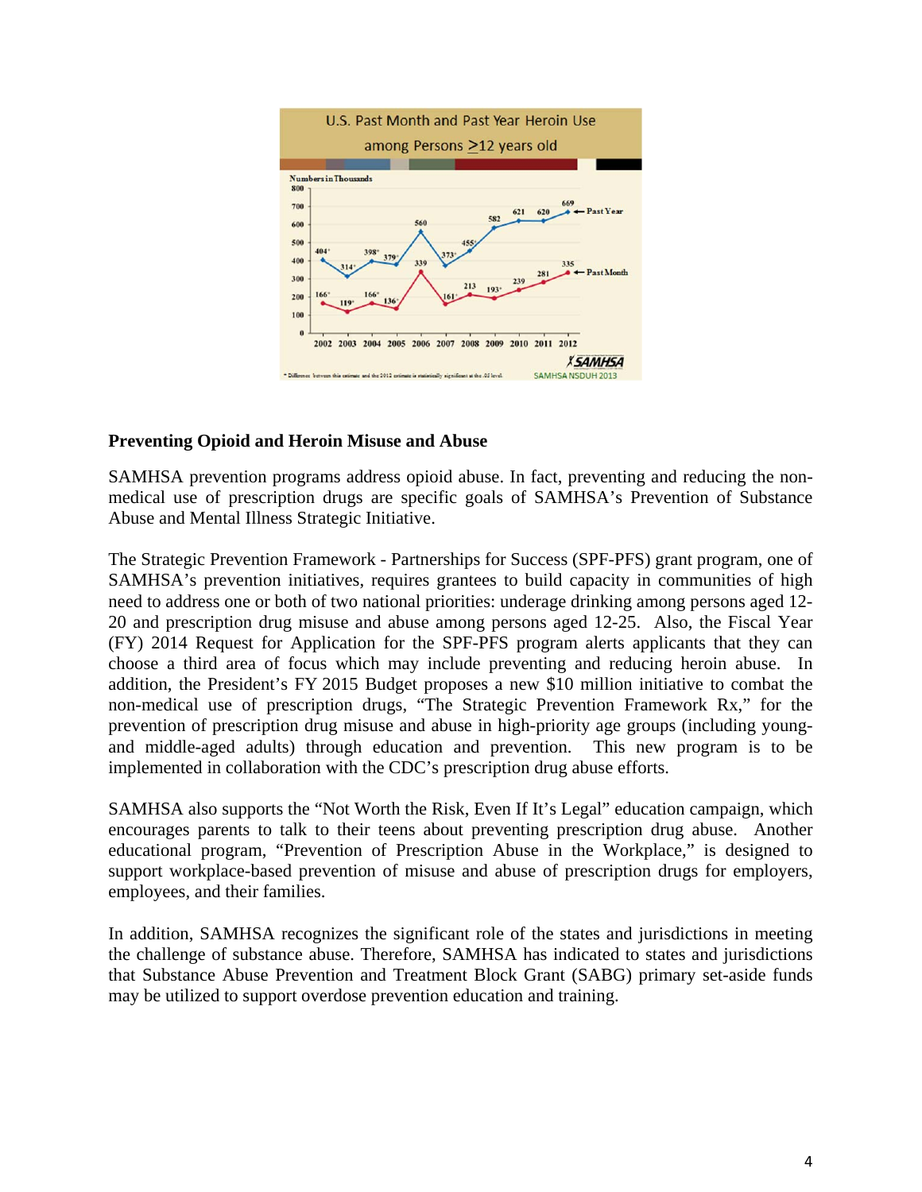**U.S. Past Month and Past Year Heroin Use among Persons ≥12 years old**

Numbers in Thousands

| Year | Past Year | Past Month |
|---|---|---|
| 2002 | 404* | 166* |
| 2003 | 314* | 119* |
| 2004 | 398* | 166* |
| 2005 | 379* | 136* |
| 2006 | 560 | 339 |
| 2007 | 373* | 161* |
| 2008 | 455* | 213 |
| 2009 | 582 | 193* |
| 2010 | 621 | 239 |
| 2011 | 620 | 281 |
| 2012 | 669 | 335 |

* Difference between this estimate and the 2012 estimate is statistically significant at the .05 level.

SAMHSA NSDUH 2013

**Preventing Opioid and Heroin Misuse and Abuse**

SAMHSA prevention programs address opioid abuse. In fact, preventing and reducing the non-medical use of prescription drugs are specific goals of SAMHSA's Prevention of Substance Abuse and Mental Illness Strategic Initiative.

The Strategic Prevention Framework - Partnerships for Success (SPF-PFS) grant program, one of SAMHSA's prevention initiatives, requires grantees to build capacity in communities of high need to address one or both of two national priorities: underage drinking among persons aged 12-20 and prescription drug misuse and abuse among persons aged 12-25. Also, the Fiscal Year (FY) 2014 Request for Application for the SPF-PFS program alerts applicants that they can choose a third area of focus which may include preventing and reducing heroin abuse. In addition, the President's FY 2015 Budget proposes a new $10 million initiative to combat the non-medical use of prescription drugs, "The Strategic Prevention Framework Rx," for the prevention of prescription drug misuse and abuse in high-priority age groups (including young- and middle-aged adults) through education and prevention. This new program is to be implemented in collaboration with the CDC's prescription drug abuse efforts.

SAMHSA also supports the "Not Worth the Risk, Even If It's Legal" education campaign, which encourages parents to talk to their teens about preventing prescription drug abuse. Another educational program, "Prevention of Prescription Abuse in the Workplace," is designed to support workplace-based prevention of misuse and abuse of prescription drugs for employers, employees, and their families.

In addition, SAMHSA recognizes the significant role of the states and jurisdictions in meeting the challenge of substance abuse. Therefore, SAMHSA has indicated to states and jurisdictions that Substance Abuse Prevention and Treatment Block Grant (SABG) primary set-aside funds may be utilized to support overdose prevention education and training.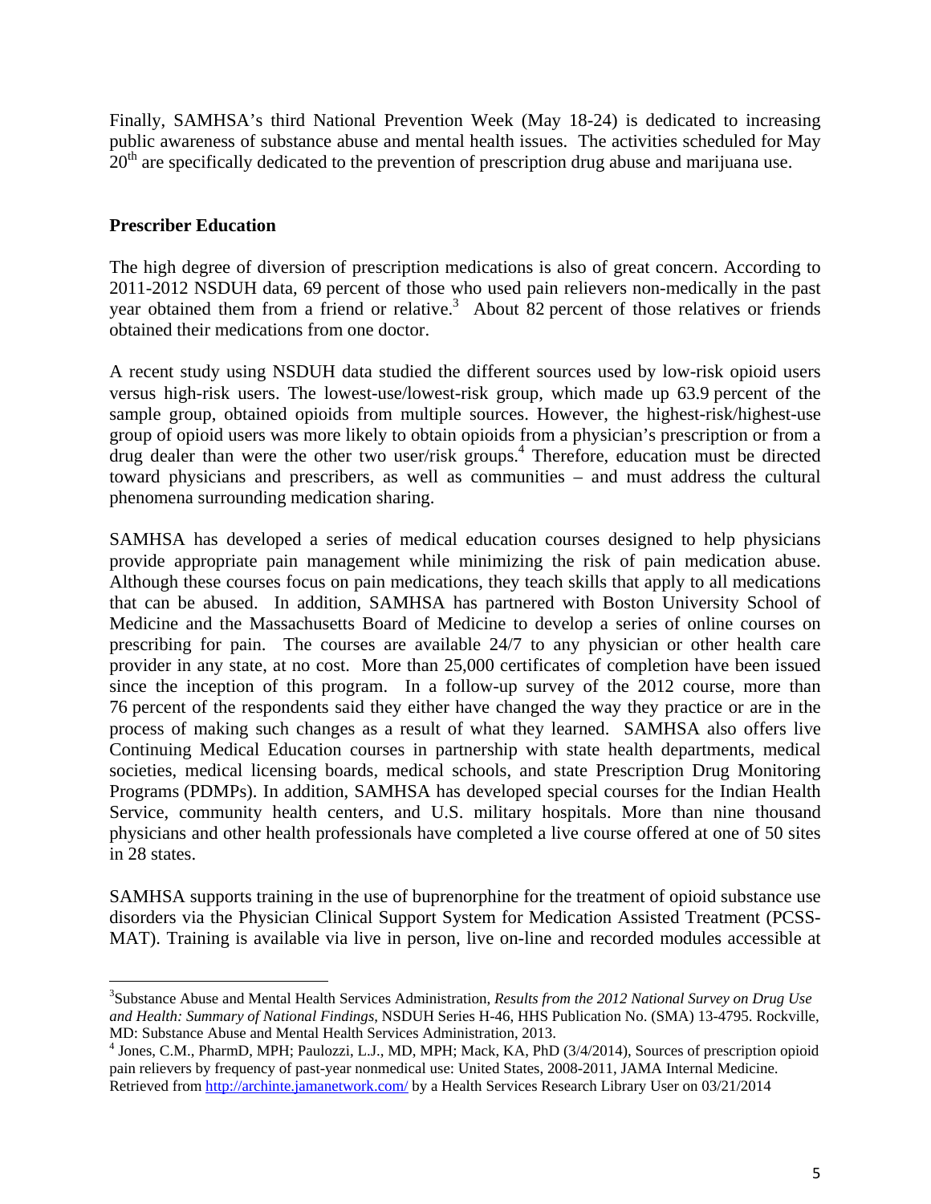Finally, SAMHSA's third National Prevention Week (May 18-24) is dedicated to increasing public awareness of substance abuse and mental health issues. The activities scheduled for May 20th are specifically dedicated to the prevention of prescription drug abuse and marijuana use.

**Prescriber Education**

The high degree of diversion of prescription medications is also of great concern. According to 2011-2012 NSDUH data, 69 percent of those who used pain relievers non-medically in the past year obtained them from a friend or relative.[3] About 82 percent of those relatives or friends obtained their medications from one doctor.

A recent study using NSDUH data studied the different sources used by low-risk opioid users versus high-risk users. The lowest-use/lowest-risk group, which made up 63.9 percent of the sample group, obtained opioids from multiple sources. However, the highest-risk/highest-use group of opioid users was more likely to obtain opioids from a physician's prescription or from a drug dealer than were the other two user/risk groups.[4] Therefore, education must be directed toward physicians and prescribers, as well as communities – and must address the cultural phenomena surrounding medication sharing.

SAMHSA has developed a series of medical education courses designed to help physicians provide appropriate pain management while minimizing the risk of pain medication abuse. Although these courses focus on pain medications, they teach skills that apply to all medications that can be abused. In addition, SAMHSA has partnered with Boston University School of Medicine and the Massachusetts Board of Medicine to develop a series of online courses on prescribing for pain. The courses are available 24/7 to any physician or other health care provider in any state, at no cost. More than 25,000 certificates of completion have been issued since the inception of this program. In a follow-up survey of the 2012 course, more than 76 percent of the respondents said they either have changed the way they practice or are in the process of making such changes as a result of what they learned. SAMHSA also offers live Continuing Medical Education courses in partnership with state health departments, medical societies, medical licensing boards, medical schools, and state Prescription Drug Monitoring Programs (PDMPs). In addition, SAMHSA has developed special courses for the Indian Health Service, community health centers, and U.S. military hospitals. More than nine thousand physicians and other health professionals have completed a live course offered at one of 50 sites in 28 states.

SAMHSA supports training in the use of buprenorphine for the treatment of opioid substance use disorders via the Physician Clinical Support System for Medication Assisted Treatment (PCSS-MAT). Training is available via live in person, live on-line and recorded modules accessible at

---

[3] Substance Abuse and Mental Health Services Administration, *Results from the 2012 National Survey on Drug Use and Health: Summary of National Findings*, NSDUH Series H-46, HHS Publication No. (SMA) 13-4795. Rockville, MD: Substance Abuse and Mental Health Services Administration, 2013.

[4] Jones, C.M., PharmD, MPH; Paulozzi, L.J., MD, MPH; Mack, KA, PhD (3/4/2014), Sources of prescription opioid pain relievers by frequency of past-year nonmedical use: United States, 2008-2011, JAMA Internal Medicine. Retrieved from http://archinte.jamanetwork.com/ by a Health Services Research Library User on 03/21/2014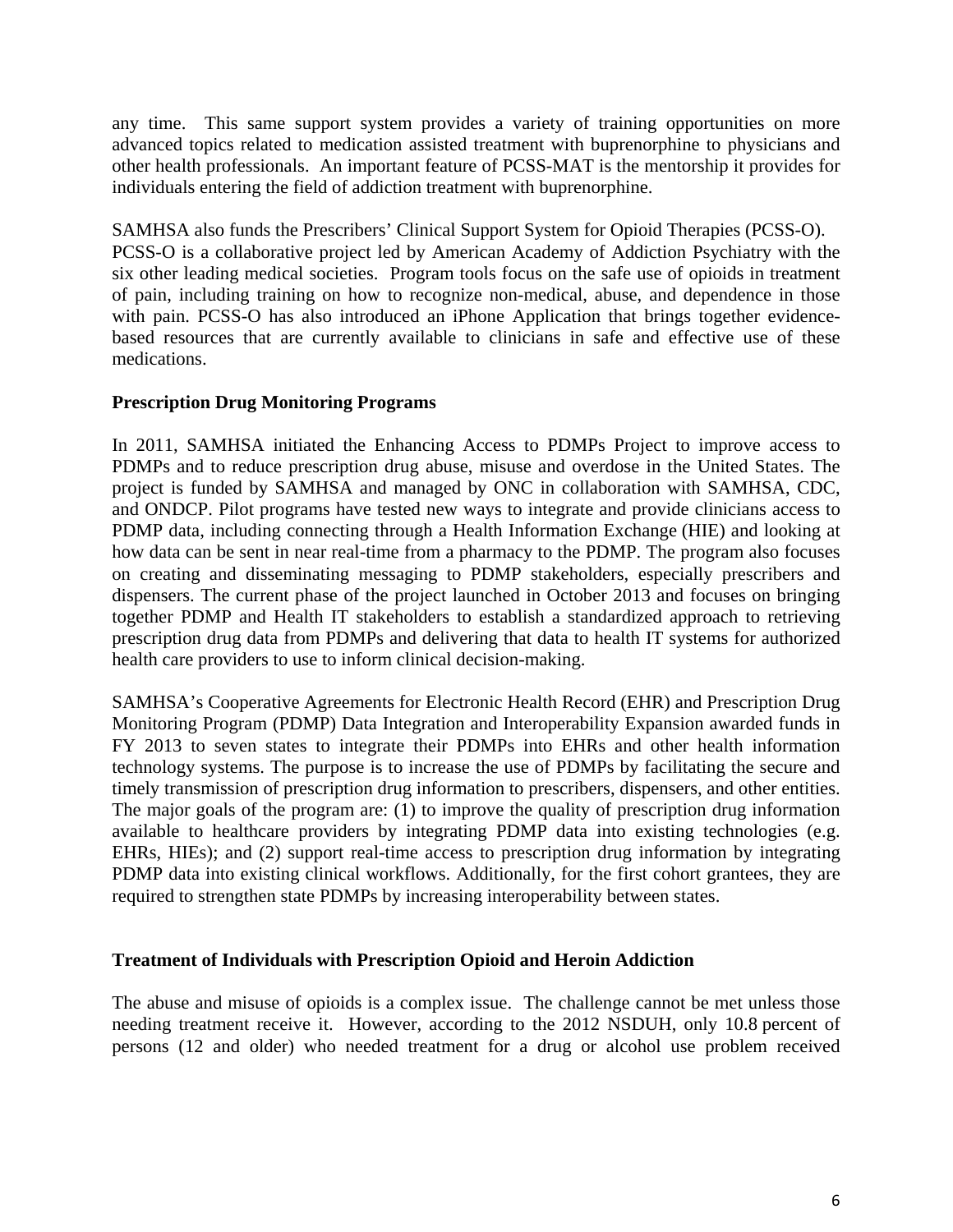any time. This same support system provides a variety of training opportunities on more advanced topics related to medication assisted treatment with buprenorphine to physicians and other health professionals. An important feature of PCSS-MAT is the mentorship it provides for individuals entering the field of addiction treatment with buprenorphine.

SAMHSA also funds the Prescribers' Clinical Support System for Opioid Therapies (PCSS-O). PCSS-O is a collaborative project led by American Academy of Addiction Psychiatry with the six other leading medical societies. Program tools focus on the safe use of opioids in treatment of pain, including training on how to recognize non-medical, abuse, and dependence in those with pain. PCSS-O has also introduced an iPhone Application that brings together evidence-based resources that are currently available to clinicians in safe and effective use of these medications.

**Prescription Drug Monitoring Programs**

In 2011, SAMHSA initiated the Enhancing Access to PDMPs Project to improve access to PDMPs and to reduce prescription drug abuse, misuse and overdose in the United States. The project is funded by SAMHSA and managed by ONC in collaboration with SAMHSA, CDC, and ONDCP. Pilot programs have tested new ways to integrate and provide clinicians access to PDMP data, including connecting through a Health Information Exchange (HIE) and looking at how data can be sent in near real-time from a pharmacy to the PDMP. The program also focuses on creating and disseminating messaging to PDMP stakeholders, especially prescribers and dispensers. The current phase of the project launched in October 2013 and focuses on bringing together PDMP and Health IT stakeholders to establish a standardized approach to retrieving prescription drug data from PDMPs and delivering that data to health IT systems for authorized health care providers to use to inform clinical decision-making.

SAMHSA's Cooperative Agreements for Electronic Health Record (EHR) and Prescription Drug Monitoring Program (PDMP) Data Integration and Interoperability Expansion awarded funds in FY 2013 to seven states to integrate their PDMPs into EHRs and other health information technology systems. The purpose is to increase the use of PDMPs by facilitating the secure and timely transmission of prescription drug information to prescribers, dispensers, and other entities. The major goals of the program are: (1) to improve the quality of prescription drug information available to healthcare providers by integrating PDMP data into existing technologies (e.g. EHRs, HIEs); and (2) support real-time access to prescription drug information by integrating PDMP data into existing clinical workflows. Additionally, for the first cohort grantees, they are required to strengthen state PDMPs by increasing interoperability between states.

**Treatment of Individuals with Prescription Opioid and Heroin Addiction**

The abuse and misuse of opioids is a complex issue. The challenge cannot be met unless those needing treatment receive it. However, according to the 2012 NSDUH, only 10.8 percent of persons (12 and older) who needed treatment for a drug or alcohol use problem received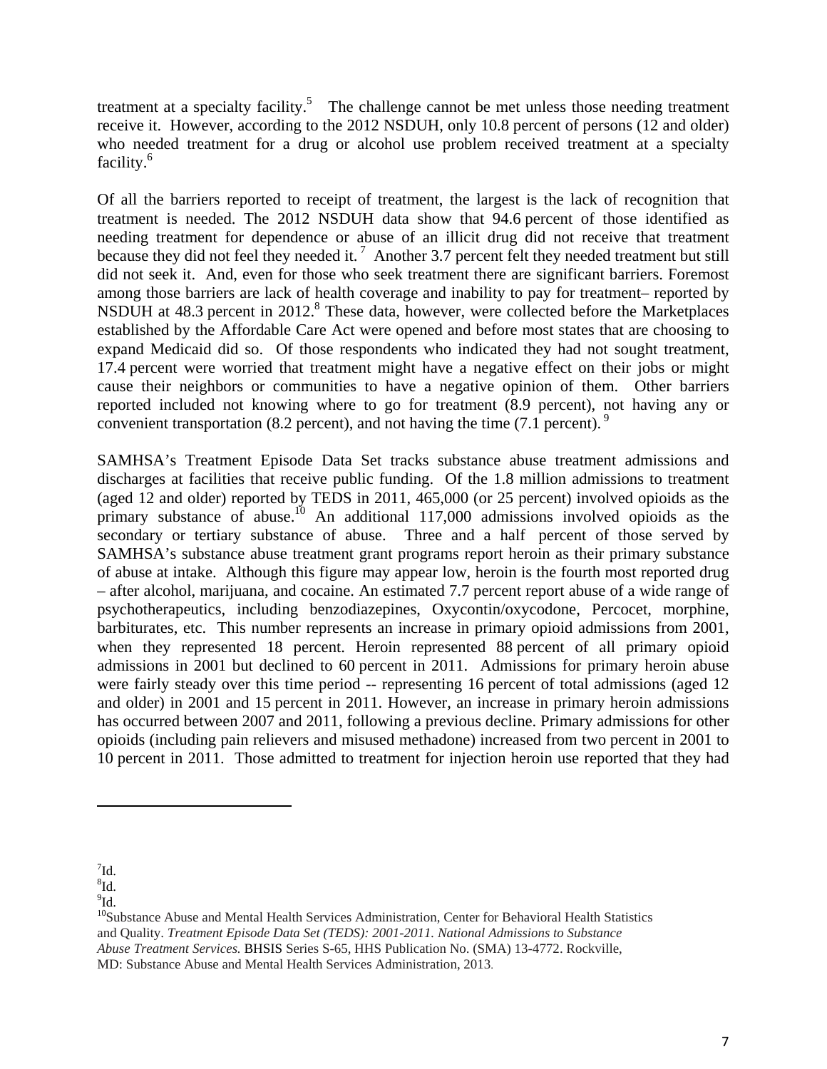treatment at a specialty facility.[5] The challenge cannot be met unless those needing treatment receive it. However, according to the 2012 NSDUH, only 10.8 percent of persons (12 and older) who needed treatment for a drug or alcohol use problem received treatment at a specialty facility.[6]

Of all the barriers reported to receipt of treatment, the largest is the lack of recognition that treatment is needed. The 2012 NSDUH data show that 94.6 percent of those identified as needing treatment for dependence or abuse of an illicit drug did not receive that treatment because they did not feel they needed it.[7] Another 3.7 percent felt they needed treatment but still did not seek it. And, even for those who seek treatment there are significant barriers. Foremost among those barriers are lack of health coverage and inability to pay for treatment– reported by NSDUH at 48.3 percent in 2012.[8] These data, however, were collected before the Marketplaces established by the Affordable Care Act were opened and before most states that are choosing to expand Medicaid did so. Of those respondents who indicated they had not sought treatment, 17.4 percent were worried that treatment might have a negative effect on their jobs or might cause their neighbors or communities to have a negative opinion of them. Other barriers reported included not knowing where to go for treatment (8.9 percent), not having any or convenient transportation (8.2 percent), and not having the time (7.1 percent).[9]

SAMHSA's Treatment Episode Data Set tracks substance abuse treatment admissions and discharges at facilities that receive public funding. Of the 1.8 million admissions to treatment (aged 12 and older) reported by TEDS in 2011, 465,000 (or 25 percent) involved opioids as the primary substance of abuse.[10] An additional 117,000 admissions involved opioids as the secondary or tertiary substance of abuse. Three and a half percent of those served by SAMHSA's substance abuse treatment grant programs report heroin as their primary substance of abuse at intake. Although this figure may appear low, heroin is the fourth most reported drug – after alcohol, marijuana, and cocaine. An estimated 7.7 percent report abuse of a wide range of psychotherapeutics, including benzodiazepines, Oxycontin/oxycodone, Percocet, morphine, barbiturates, etc. This number represents an increase in primary opioid admissions from 2001, when they represented 18 percent. Heroin represented 88 percent of all primary opioid admissions in 2001 but declined to 60 percent in 2011. Admissions for primary heroin abuse were fairly steady over this time period -- representing 16 percent of total admissions (aged 12 and older) in 2001 and 15 percent in 2011. However, an increase in primary heroin admissions has occurred between 2007 and 2011, following a previous decline. Primary admissions for other opioids (including pain relievers and misused methadone) increased from two percent in 2001 to 10 percent in 2011. Those admitted to treatment for injection heroin use reported that they had

---

[7] Id.

[8] Id.

[9] Id.

[10] Substance Abuse and Mental Health Services Administration, Center for Behavioral Health Statistics and Quality. *Treatment Episode Data Set (TEDS): 2001-2011. National Admissions to Substance Abuse Treatment Services.* BHSIS Series S-65, HHS Publication No. (SMA) 13-4772. Rockville, MD: Substance Abuse and Mental Health Services Administration, 2013.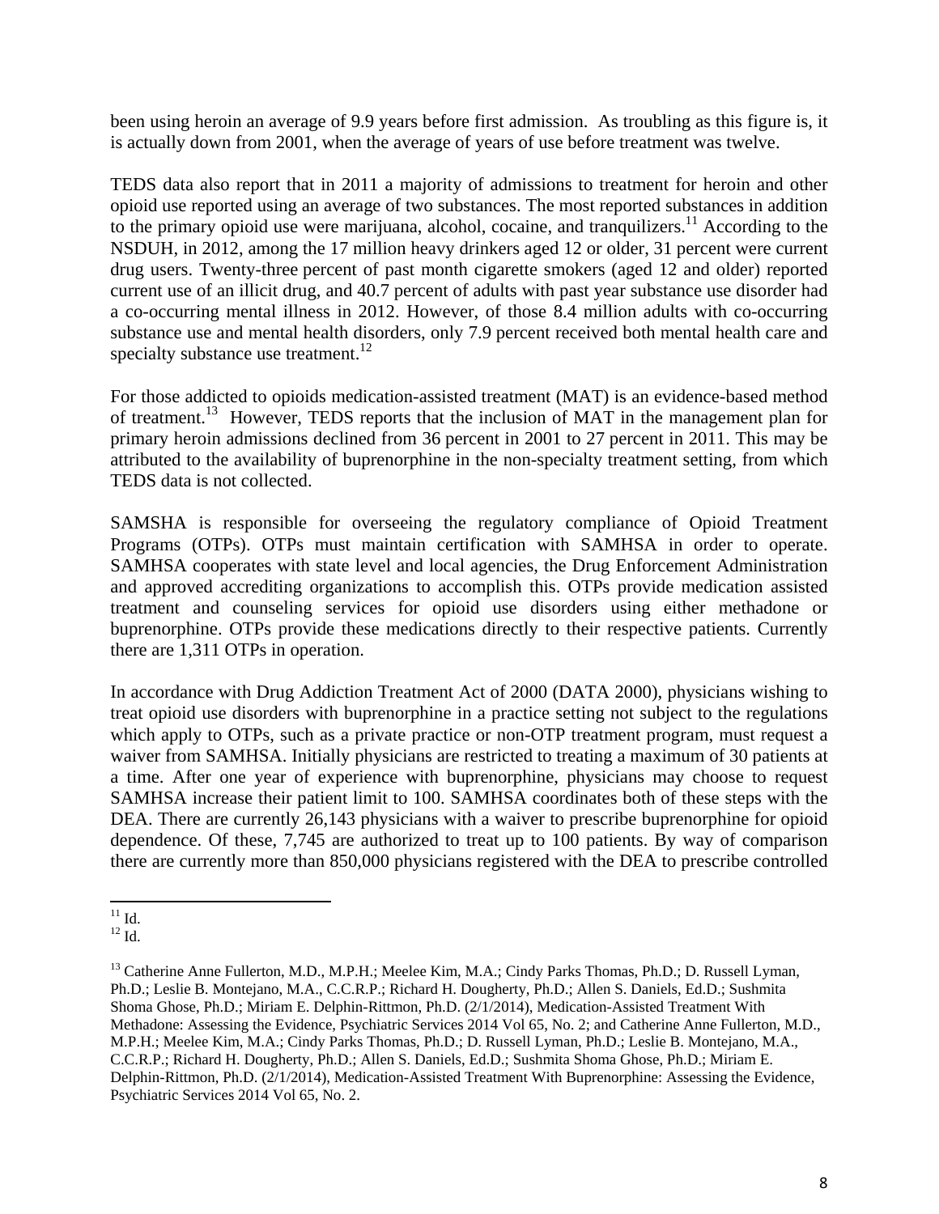been using heroin an average of 9.9 years before first admission. As troubling as this figure is, it is actually down from 2001, when the average of years of use before treatment was twelve.

TEDS data also report that in 2011 a majority of admissions to treatment for heroin and other opioid use reported using an average of two substances. The most reported substances in addition to the primary opioid use were marijuana, alcohol, cocaine, and tranquilizers.[11] According to the NSDUH, in 2012, among the 17 million heavy drinkers aged 12 or older, 31 percent were current drug users. Twenty-three percent of past month cigarette smokers (aged 12 and older) reported current use of an illicit drug, and 40.7 percent of adults with past year substance use disorder had a co-occurring mental illness in 2012. However, of those 8.4 million adults with co-occurring substance use and mental health disorders, only 7.9 percent received both mental health care and specialty substance use treatment.[12]

For those addicted to opioids medication-assisted treatment (MAT) is an evidence-based method of treatment.[13] However, TEDS reports that the inclusion of MAT in the management plan for primary heroin admissions declined from 36 percent in 2001 to 27 percent in 2011. This may be attributed to the availability of buprenorphine in the non-specialty treatment setting, from which TEDS data is not collected.

SAMSHA is responsible for overseeing the regulatory compliance of Opioid Treatment Programs (OTPs). OTPs must maintain certification with SAMHSA in order to operate. SAMHSA cooperates with state level and local agencies, the Drug Enforcement Administration and approved accrediting organizations to accomplish this. OTPs provide medication assisted treatment and counseling services for opioid use disorders using either methadone or buprenorphine. OTPs provide these medications directly to their respective patients. Currently there are 1,311 OTPs in operation.

In accordance with Drug Addiction Treatment Act of 2000 (DATA 2000), physicians wishing to treat opioid use disorders with buprenorphine in a practice setting not subject to the regulations which apply to OTPs, such as a private practice or non-OTP treatment program, must request a waiver from SAMHSA. Initially physicians are restricted to treating a maximum of 30 patients at a time. After one year of experience with buprenorphine, physicians may choose to request SAMHSA increase their patient limit to 100. SAMHSA coordinates both of these steps with the DEA. There are currently 26,143 physicians with a waiver to prescribe buprenorphine for opioid dependence. Of these, 7,745 are authorized to treat up to 100 patients. By way of comparison there are currently more than 850,000 physicians registered with the DEA to prescribe controlled

---

[11] Id.

[12] Id.

[13] Catherine Anne Fullerton, M.D., M.P.H.; Meelee Kim, M.A.; Cindy Parks Thomas, Ph.D.; D. Russell Lyman, Ph.D.; Leslie B. Montejano, M.A., C.C.R.P.; Richard H. Dougherty, Ph.D.; Allen S. Daniels, Ed.D.; Sushmita Shoma Ghose, Ph.D.; Miriam E. Delphin-Rittmon, Ph.D. (2/1/2014), Medication-Assisted Treatment With Methadone: Assessing the Evidence, Psychiatric Services 2014 Vol 65, No. 2; and Catherine Anne Fullerton, M.D., M.P.H.; Meelee Kim, M.A.; Cindy Parks Thomas, Ph.D.; D. Russell Lyman, Ph.D.; Leslie B. Montejano, M.A., C.C.R.P.; Richard H. Dougherty, Ph.D.; Allen S. Daniels, Ed.D.; Sushmita Shoma Ghose, Ph.D.; Miriam E. Delphin-Rittmon, Ph.D. (2/1/2014), Medication-Assisted Treatment With Buprenorphine: Assessing the Evidence, Psychiatric Services 2014 Vol 65, No. 2.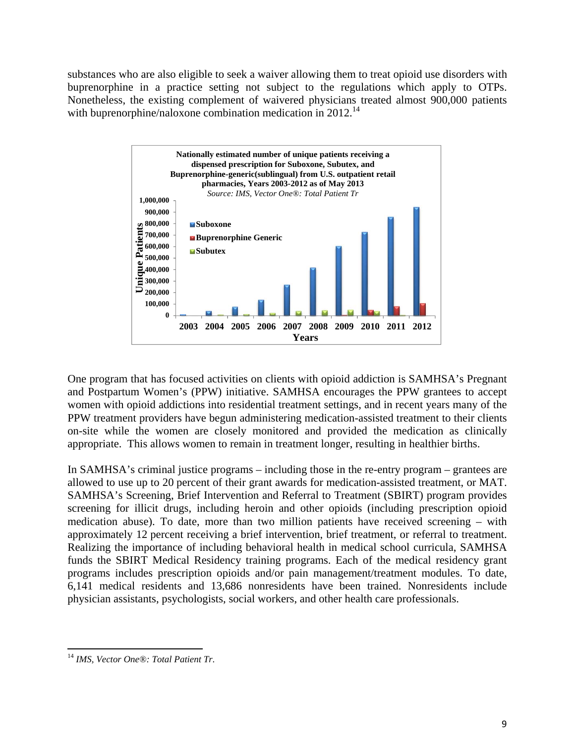substances who are also eligible to seek a waiver allowing them to treat opioid use disorders with buprenorphine in a practice setting not subject to the regulations which apply to OTPs. Nonetheless, the existing complement of waivered physicians treated almost 900,000 patients with buprenorphine/naloxone combination medication in 2012.[14]

**Nationally estimated number of unique patients receiving a dispensed prescription for Suboxone, Subutex, and Buprenorphine-generic(sublingual) from U.S. outpatient retail pharmacies, Years 2003-2012 as of May 2013**

*Source: IMS, Vector One®: Total Patient Tr*

One program that has focused activities on clients with opioid addiction is SAMHSA's Pregnant and Postpartum Women's (PPW) initiative. SAMHSA encourages the PPW grantees to accept women with opioid addictions into residential treatment settings, and in recent years many of the PPW treatment providers have begun administering medication-assisted treatment to their clients on-site while the women are closely monitored and provided the medication as clinically appropriate. This allows women to remain in treatment longer, resulting in healthier births.

In SAMHSA's criminal justice programs – including those in the re-entry program – grantees are allowed to use up to 20 percent of their grant awards for medication-assisted treatment, or MAT. SAMHSA's Screening, Brief Intervention and Referral to Treatment (SBIRT) program provides screening for illicit drugs, including heroin and other opioids (including prescription opioid medication abuse). To date, more than two million patients have received screening – with approximately 12 percent receiving a brief intervention, brief treatment, or referral to treatment. Realizing the importance of including behavioral health in medical school curricula, SAMHSA funds the SBIRT Medical Residency training programs. Each of the medical residency grant programs includes prescription opioids and/or pain management/treatment modules. To date, 6,141 medical residents and 13,686 nonresidents have been trained. Nonresidents include physician assistants, psychologists, social workers, and other health care professionals.

---

[14] *IMS, Vector One®: Total Patient Tr.*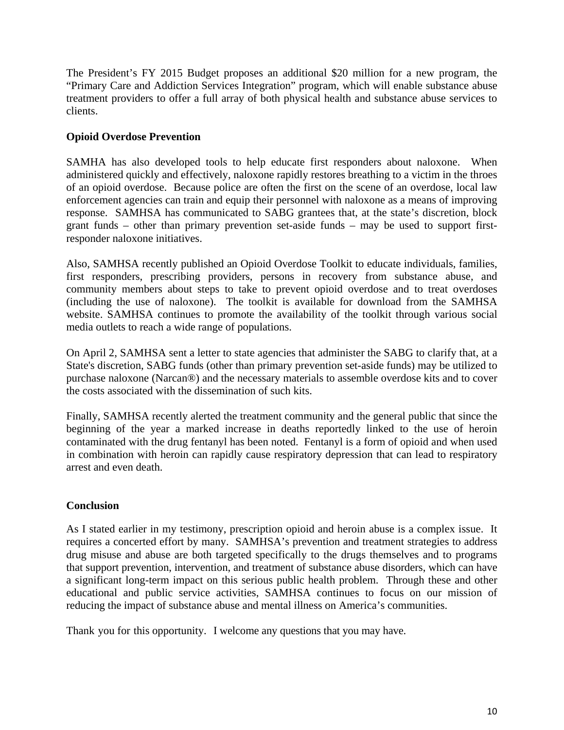The President's FY 2015 Budget proposes an additional $20 million for a new program, the "Primary Care and Addiction Services Integration" program, which will enable substance abuse treatment providers to offer a full array of both physical health and substance abuse services to clients.

**Opioid Overdose Prevention**

SAMHA has also developed tools to help educate first responders about naloxone. When administered quickly and effectively, naloxone rapidly restores breathing to a victim in the throes of an opioid overdose. Because police are often the first on the scene of an overdose, local law enforcement agencies can train and equip their personnel with naloxone as a means of improving response. SAMHSA has communicated to SABG grantees that, at the state's discretion, block grant funds – other than primary prevention set-aside funds – may be used to support first-responder naloxone initiatives.

Also, SAMHSA recently published an Opioid Overdose Toolkit to educate individuals, families, first responders, prescribing providers, persons in recovery from substance abuse, and community members about steps to take to prevent opioid overdose and to treat overdoses (including the use of naloxone). The toolkit is available for download from the SAMHSA website. SAMHSA continues to promote the availability of the toolkit through various social media outlets to reach a wide range of populations.

On April 2, SAMHSA sent a letter to state agencies that administer the SABG to clarify that, at a State's discretion, SABG funds (other than primary prevention set-aside funds) may be utilized to purchase naloxone (Narcan®) and the necessary materials to assemble overdose kits and to cover the costs associated with the dissemination of such kits.

Finally, SAMHSA recently alerted the treatment community and the general public that since the beginning of the year a marked increase in deaths reportedly linked to the use of heroin contaminated with the drug fentanyl has been noted. Fentanyl is a form of opioid and when used in combination with heroin can rapidly cause respiratory depression that can lead to respiratory arrest and even death.

**Conclusion**

As I stated earlier in my testimony, prescription opioid and heroin abuse is a complex issue. It requires a concerted effort by many. SAMHSA's prevention and treatment strategies to address drug misuse and abuse are both targeted specifically to the drugs themselves and to programs that support prevention, intervention, and treatment of substance abuse disorders, which can have a significant long-term impact on this serious public health problem. Through these and other educational and public service activities, SAMHSA continues to focus on our mission of reducing the impact of substance abuse and mental illness on America's communities.

Thank you for this opportunity. I welcome any questions that you may have.